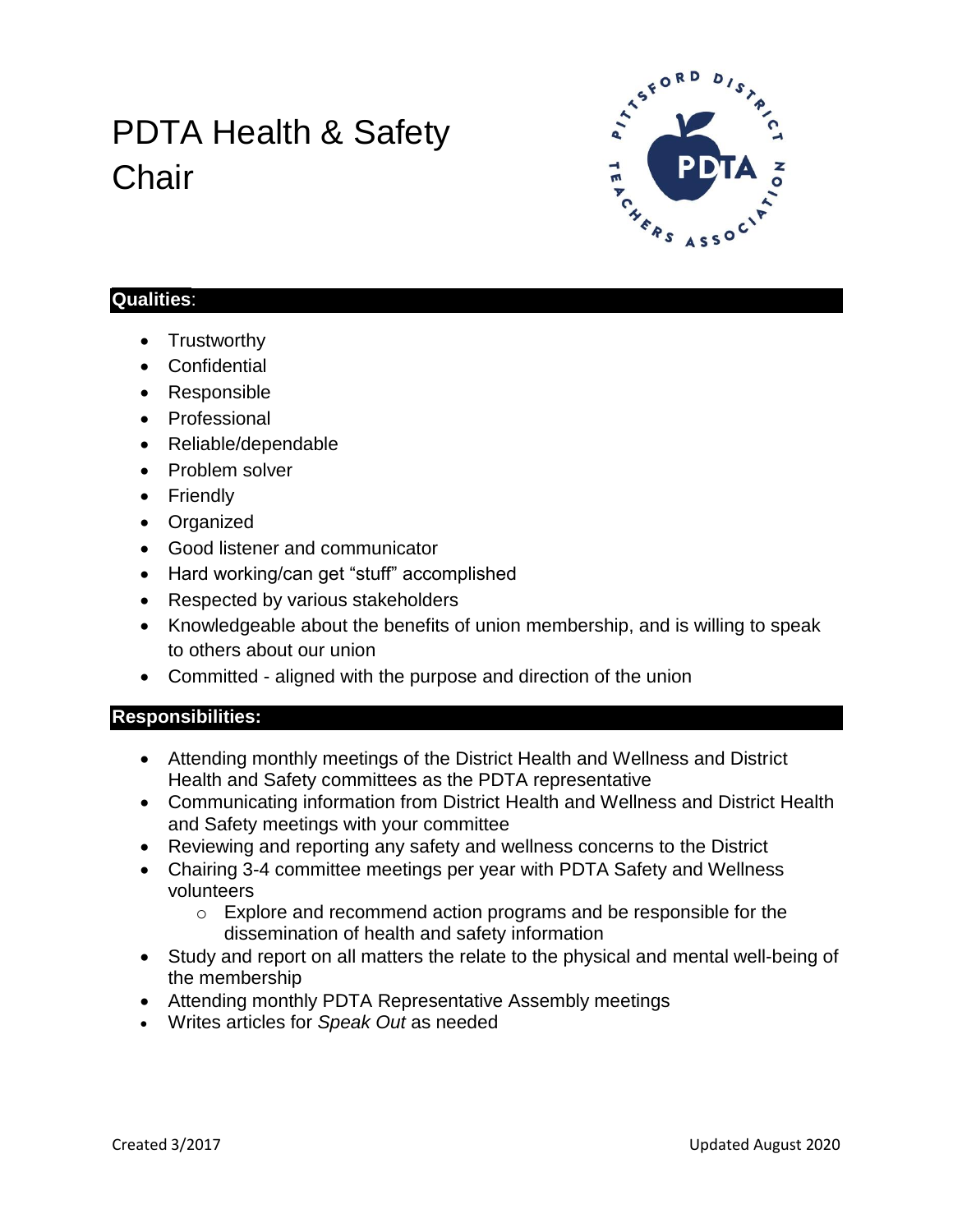# PDTA Health & Safety Chair

## **Qualities**:

- Trustworthy
- Confidential
- Responsible
- Professional
- Reliable/dependable
- Problem solver
- Friendly
- Organized
- Good listener and communicator
- Hard working/can get "stuff" accomplished
- Respected by various stakeholders
- Knowledgeable about the benefits of union membership, and is willing to speak to others about our union
- Committed - aligned with the purpose and direction of the union

## **Responsibilities:**

- Attending monthly meetings of the District Health and Wellness and District Health and Safety committees as the PDTA representative
- Communicating information from District Health and Wellness and District Health and Safety meetings with your committee
- Reviewing and reporting any safety and wellness concerns to the District
- Chairing 3-4 committee meetings per year with PDTA Safety and Wellness volunteers
    - Explore and recommend action programs and be responsible for the dissemination of health and safety information
- Study and report on all matters the relate to the physical and mental well-being of the membership
- Attending monthly PDTA Representative Assembly meetings
- Writes articles for *Speak Out* as needed

Created 3/2017

Updated August 2020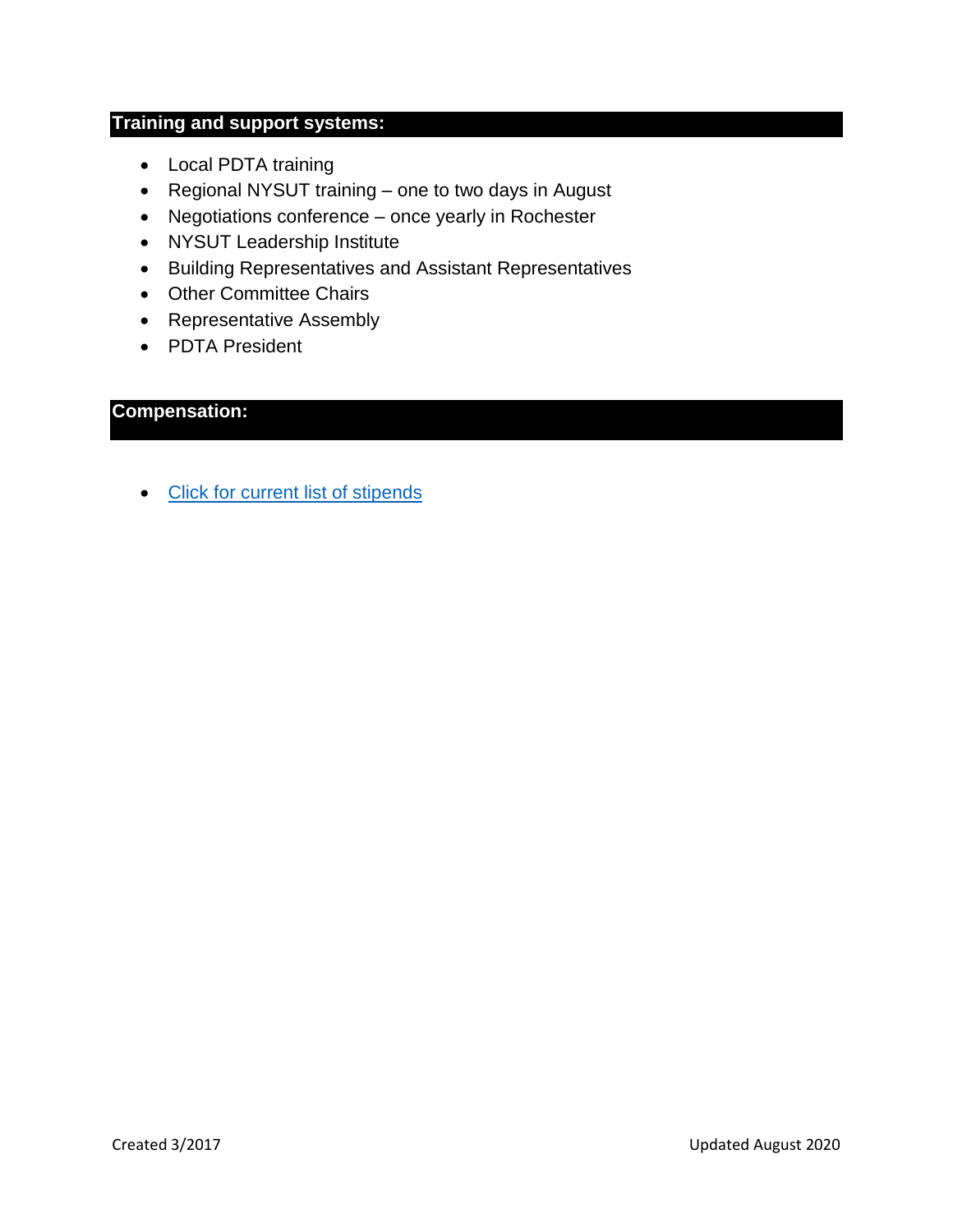## Training and support systems:

- Local PDTA training
- Regional NYSUT training – one to two days in August
- Negotiations conference – once yearly in Rochester
- NYSUT Leadership Institute
- Building Representatives and Assistant Representatives
- Other Committee Chairs
- Representative Assembly
- PDTA President

## Compensation:

- Click for current list of stipends